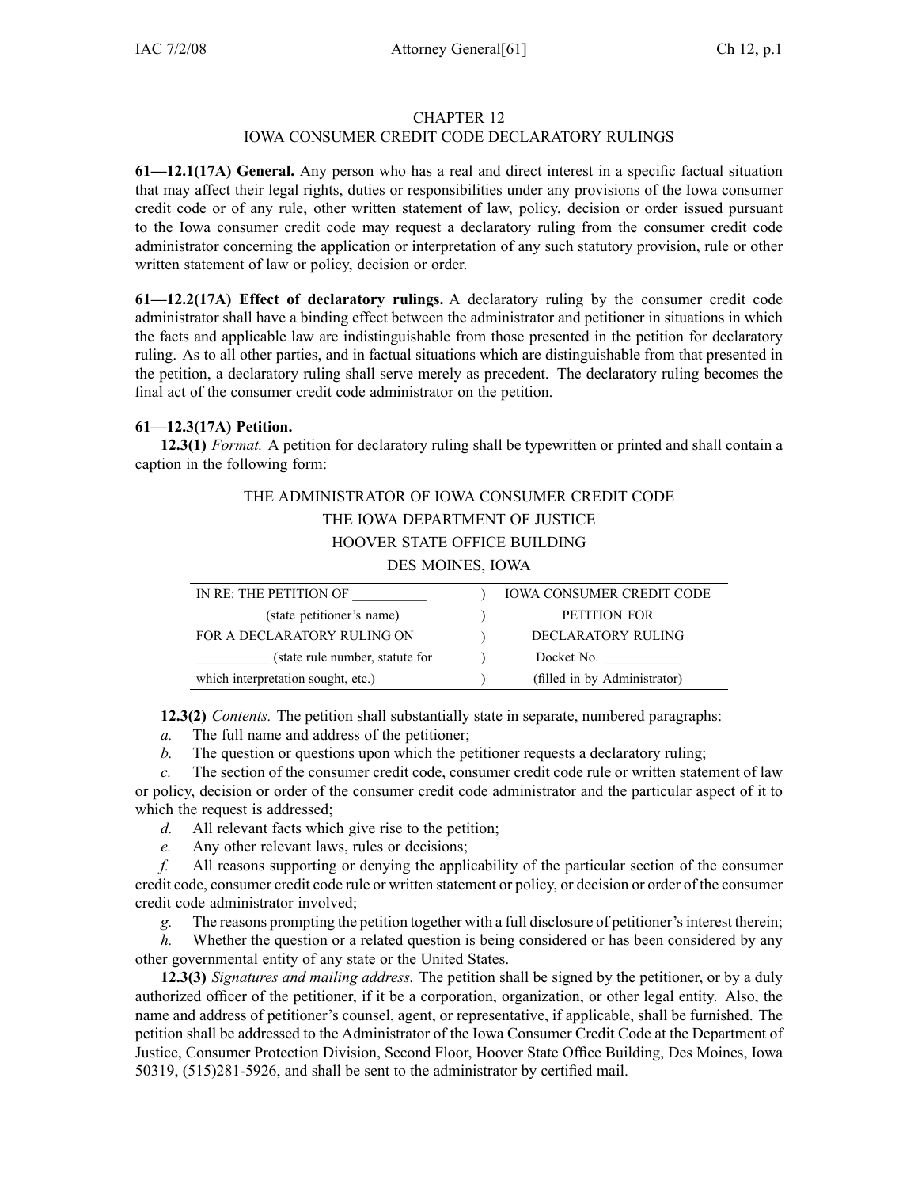# CHAPTER 12
# IOWA CONSUMER CREDIT CODE DECLARATORY RULINGS

**61—12.1(17A) General.** Any person who has a real and direct interest in a specific factual situation that may affect their legal rights, duties or responsibilities under any provisions of the Iowa consumer credit code or of any rule, other written statement of law, policy, decision or order issued pursuant to the Iowa consumer credit code may request a declaratory ruling from the consumer credit code administrator concerning the application or interpretation of any such statutory provision, rule or other written statement of law or policy, decision or order.

**61—12.2(17A) Effect of declaratory rulings.** A declaratory ruling by the consumer credit code administrator shall have a binding effect between the administrator and petitioner in situations in which the facts and applicable law are indistinguishable from those presented in the petition for declaratory ruling. As to all other parties, and in factual situations which are distinguishable from that presented in the petition, a declaratory ruling shall serve merely as precedent. The declaratory ruling becomes the final act of the consumer credit code administrator on the petition.

**61—12.3(17A) Petition.**

**12.3(1)** *Format.* A petition for declaratory ruling shall be typewritten or printed and shall contain a caption in the following form:

THE ADMINISTRATOR OF IOWA CONSUMER CREDIT CODE
THE IOWA DEPARTMENT OF JUSTICE
HOOVER STATE OFFICE BUILDING
DES MOINES, IOWA

| | | |
|---|---|---|
| IN RE: THE PETITION OF __________ | ) | IOWA CONSUMER CREDIT CODE |
| (state petitioner's name) | ) | PETITION FOR |
| FOR A DECLARATORY RULING ON | ) | DECLARATORY RULING |
| __________ (state rule number, statute for | ) | Docket No. __________ |
| which interpretation sought, etc.) | ) | (filled in by Administrator) |

**12.3(2)** *Contents.* The petition shall substantially state in separate, numbered paragraphs:

*a.* The full name and address of the petitioner;

*b.* The question or questions upon which the petitioner requests a declaratory ruling;

*c.* The section of the consumer credit code, consumer credit code rule or written statement of law or policy, decision or order of the consumer credit code administrator and the particular aspect of it to which the request is addressed;

*d.* All relevant facts which give rise to the petition;

*e.* Any other relevant laws, rules or decisions;

*f.* All reasons supporting or denying the applicability of the particular section of the consumer credit code, consumer credit code rule or written statement or policy, or decision or order of the consumer credit code administrator involved;

*g.* The reasons prompting the petition together with a full disclosure of petitioner's interest therein;

*h.* Whether the question or a related question is being considered or has been considered by any other governmental entity of any state or the United States.

**12.3(3)** *Signatures and mailing address.* The petition shall be signed by the petitioner, or by a duly authorized officer of the petitioner, if it be a corporation, organization, or other legal entity. Also, the name and address of petitioner's counsel, agent, or representative, if applicable, shall be furnished. The petition shall be addressed to the Administrator of the Iowa Consumer Credit Code at the Department of Justice, Consumer Protection Division, Second Floor, Hoover State Office Building, Des Moines, Iowa 50319, (515)281-5926, and shall be sent to the administrator by certified mail.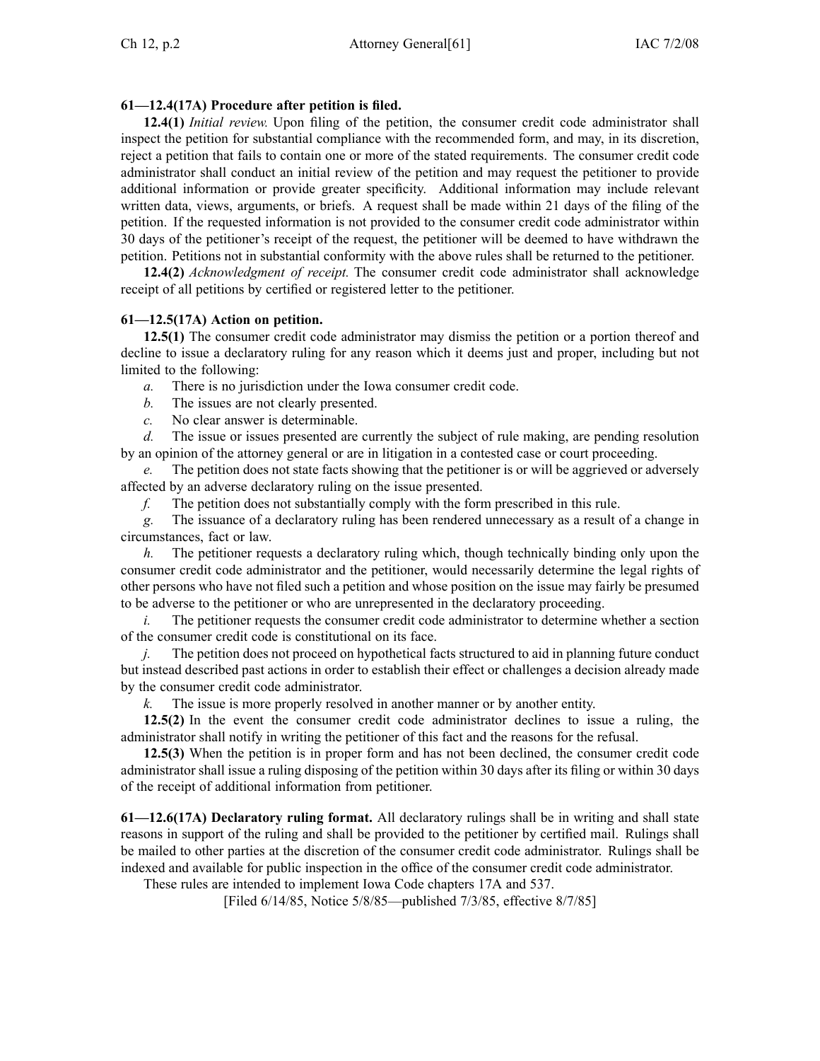**61—12.4(17A) Procedure after petition is filed.**

**12.4(1)** *Initial review.* Upon filing of the petition, the consumer credit code administrator shall inspect the petition for substantial compliance with the recommended form, and may, in its discretion, reject a petition that fails to contain one or more of the stated requirements. The consumer credit code administrator shall conduct an initial review of the petition and may request the petitioner to provide additional information or provide greater specificity. Additional information may include relevant written data, views, arguments, or briefs. A request shall be made within 21 days of the filing of the petition. If the requested information is not provided to the consumer credit code administrator within 30 days of the petitioner's receipt of the request, the petitioner will be deemed to have withdrawn the petition. Petitions not in substantial conformity with the above rules shall be returned to the petitioner.

**12.4(2)** *Acknowledgment of receipt.* The consumer credit code administrator shall acknowledge receipt of all petitions by certified or registered letter to the petitioner.

**61—12.5(17A) Action on petition.**

**12.5(1)** The consumer credit code administrator may dismiss the petition or a portion thereof and decline to issue a declaratory ruling for any reason which it deems just and proper, including but not limited to the following:

*a.* There is no jurisdiction under the Iowa consumer credit code.

*b.* The issues are not clearly presented.

*c.* No clear answer is determinable.

*d.* The issue or issues presented are currently the subject of rule making, are pending resolution by an opinion of the attorney general or are in litigation in a contested case or court proceeding.

*e.* The petition does not state facts showing that the petitioner is or will be aggrieved or adversely affected by an adverse declaratory ruling on the issue presented.

*f.* The petition does not substantially comply with the form prescribed in this rule.

*g.* The issuance of a declaratory ruling has been rendered unnecessary as a result of a change in circumstances, fact or law.

*h.* The petitioner requests a declaratory ruling which, though technically binding only upon the consumer credit code administrator and the petitioner, would necessarily determine the legal rights of other persons who have not filed such a petition and whose position on the issue may fairly be presumed to be adverse to the petitioner or who are unrepresented in the declaratory proceeding.

*i.* The petitioner requests the consumer credit code administrator to determine whether a section of the consumer credit code is constitutional on its face.

*j.* The petition does not proceed on hypothetical facts structured to aid in planning future conduct but instead described past actions in order to establish their effect or challenges a decision already made by the consumer credit code administrator.

*k.* The issue is more properly resolved in another manner or by another entity.

**12.5(2)** In the event the consumer credit code administrator declines to issue a ruling, the administrator shall notify in writing the petitioner of this fact and the reasons for the refusal.

**12.5(3)** When the petition is in proper form and has not been declined, the consumer credit code administrator shall issue a ruling disposing of the petition within 30 days after its filing or within 30 days of the receipt of additional information from petitioner.

**61—12.6(17A) Declaratory ruling format.** All declaratory rulings shall be in writing and shall state reasons in support of the ruling and shall be provided to the petitioner by certified mail. Rulings shall be mailed to other parties at the discretion of the consumer credit code administrator. Rulings shall be indexed and available for public inspection in the office of the consumer credit code administrator.

These rules are intended to implement Iowa Code chapters 17A and 537.

[Filed 6/14/85, Notice 5/8/85—published 7/3/85, effective 8/7/85]